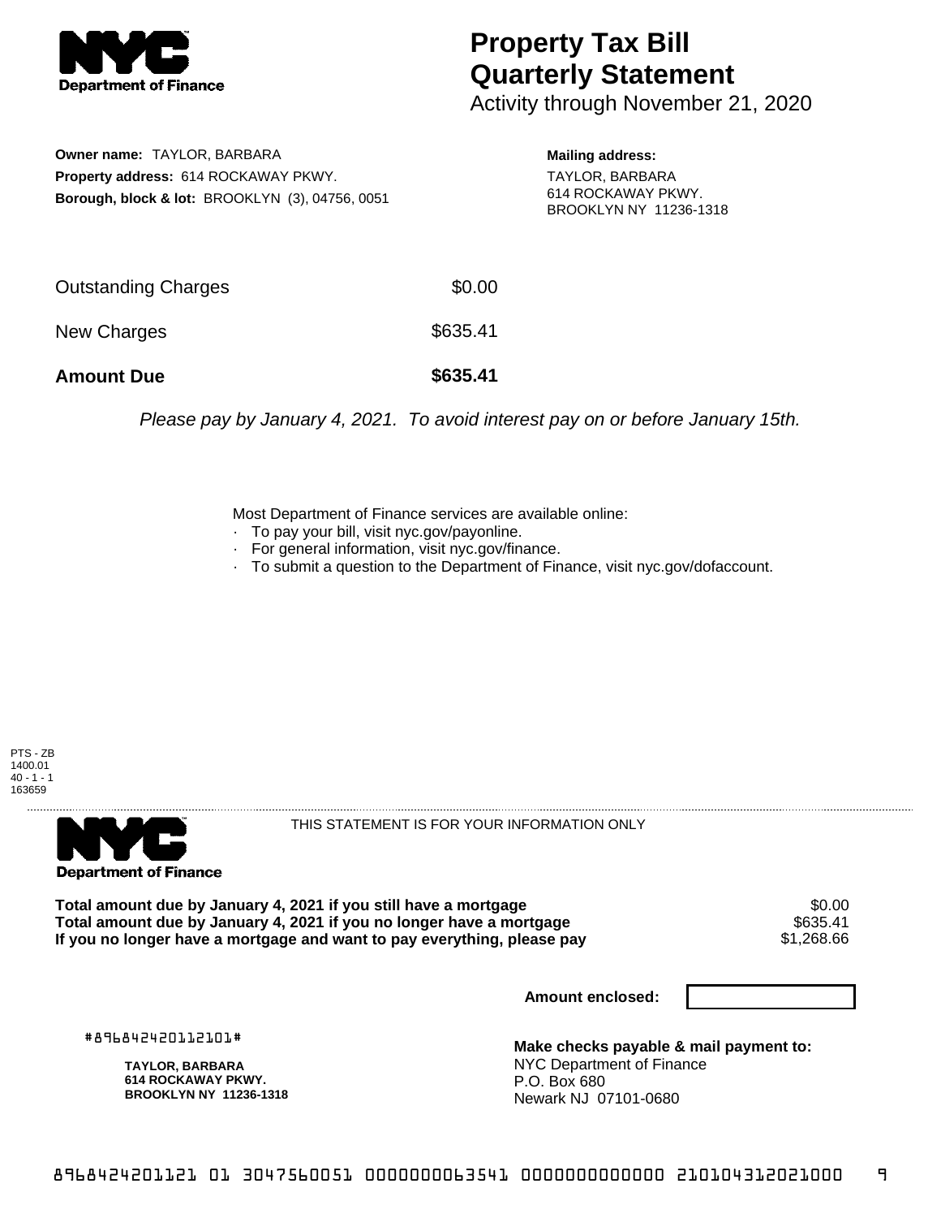NYC Department of Finance

# Property Tax Bill Quarterly Statement

Activity through November 21, 2020

**Owner name:** TAYLOR, BARBARA
**Property address:** 614 ROCKAWAY PKWY.
**Borough, block & lot:** BROOKLYN (3), 04756, 0051

**Mailing address:**
TAYLOR, BARBARA
614 ROCKAWAY PKWY.
BROOKLYN NY 11236-1318

| | |
|---|---|
| Outstanding Charges | $0.00 |
| New Charges | $635.41 |
| **Amount Due** | **$635.41** |

*Please pay by January 4, 2021. To avoid interest pay on or before January 15th.*

Most Department of Finance services are available online:

- To pay your bill, visit nyc.gov/payonline.
- For general information, visit nyc.gov/finance.
- To submit a question to the Department of Finance, visit nyc.gov/dofaccount.

PTS - ZB
1400.01
40 - 1 - 1
163659

NYC Department of Finance

THIS STATEMENT IS FOR YOUR INFORMATION ONLY

| | |
|---|---|
| **Total amount due by January 4, 2021 if you still have a mortgage** | $0.00 |
| **Total amount due by January 4, 2021 if you no longer have a mortgage** | $635.41 |
| **If you no longer have a mortgage and want to pay everything, please pay** | $1,268.66 |

**Amount enclosed:**

#896842420112101#

**TAYLOR, BARBARA**
**614 ROCKAWAY PKWY.**
**BROOKLYN NY 11236-1318**

**Make checks payable & mail payment to:**
NYC Department of Finance
P.O. Box 680
Newark NJ 07101-0680

896842420112101 01 3047560051 0000000063541 0000000000000 210104312021000 9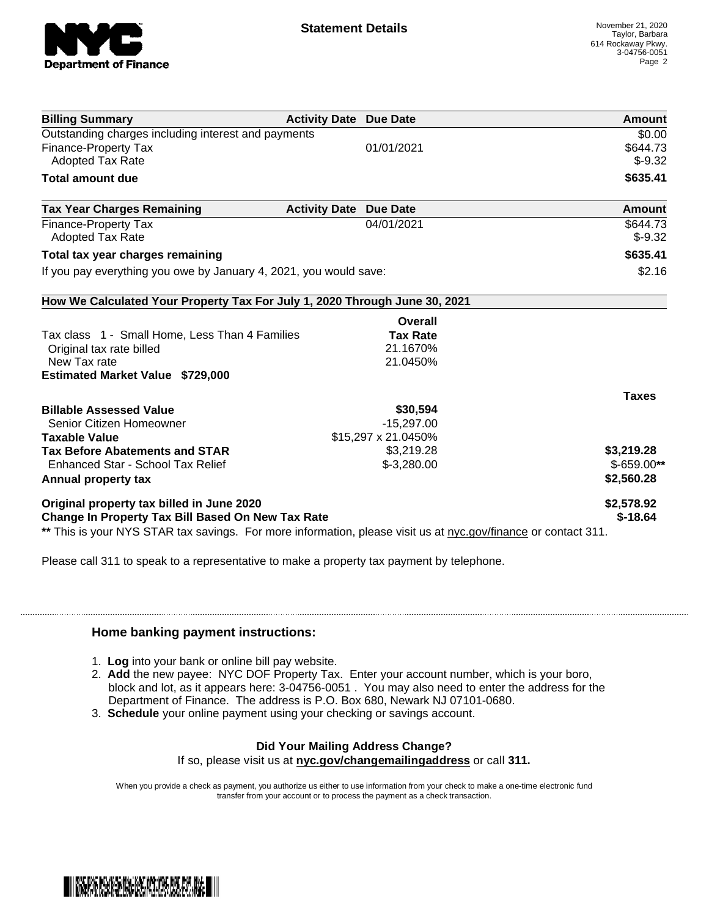# Statement Details

November 21, 2020
Taylor, Barbara
614 Rockaway Pkwy.
3-04756-0051

| Billing Summary | Activity Date | Due Date | Amount |
| --- | --- | --- | --- |
| Outstanding charges including interest and payments | | | $0.00 |
| Finance-Property Tax | | 01/01/2021 | $644.73 |
| Adopted Tax Rate | | | $-9.32 |
| **Total amount due** | | | **$635.41** |

| Tax Year Charges Remaining | Activity Date | Due Date | Amount |
| --- | --- | --- | --- |
| Finance-Property Tax | | 04/01/2021 | $644.73 |
| Adopted Tax Rate | | | $-9.32 |
| **Total tax year charges remaining** | | | **$635.41** |
| If you pay everything you owe by January 4, 2021, you would save: | | | $2.16 |

**How We Calculated Your Property Tax For July 1, 2020 Through June 30, 2021**

| | Overall Tax Rate | Taxes |
| --- | --- | --- |
| Tax class 1 - Small Home, Less Than 4 Families | | |
| Original tax rate billed | 21.1670% | |
| New Tax rate | 21.0450% | |
| **Estimated Market Value $729,000** | | |
| **Billable Assessed Value** | **$30,594** | |
| Senior Citizen Homeowner | -15,297.00 | |
| **Taxable Value** | $15,297 x 21.0450% | |
| **Tax Before Abatements and STAR** | $3,219.28 | **$3,219.28** |
| Enhanced Star - School Tax Relief | $-3,280.00 | $-659.00** |
| **Annual property tax** | | **$2,560.28** |
| **Original property tax billed in June 2020** | | **$2,578.92** |
| **Change In Property Tax Bill Based On New Tax Rate** | | **$-18.64** |

** This is your NYS STAR tax savings. For more information, please visit us at nyc.gov/finance or contact 311.

Please call 311 to speak to a representative to make a property tax payment by telephone.

### Home banking payment instructions:

1. **Log** into your bank or online bill pay website.
2. **Add** the new payee: NYC DOF Property Tax. Enter your account number, which is your boro, block and lot, as it appears here: 3-04756-0051 . You may also need to enter the address for the Department of Finance. The address is P.O. Box 680, Newark NJ 07101-0680.
3. **Schedule** your online payment using your checking or savings account.

**Did Your Mailing Address Change?**

If so, please visit us at **nyc.gov/changemailingaddress** or call **311.**

When you provide a check as payment, you authorize us either to use information from your check to make a one-time electronic fund transfer from your account or to process the payment as a check transaction.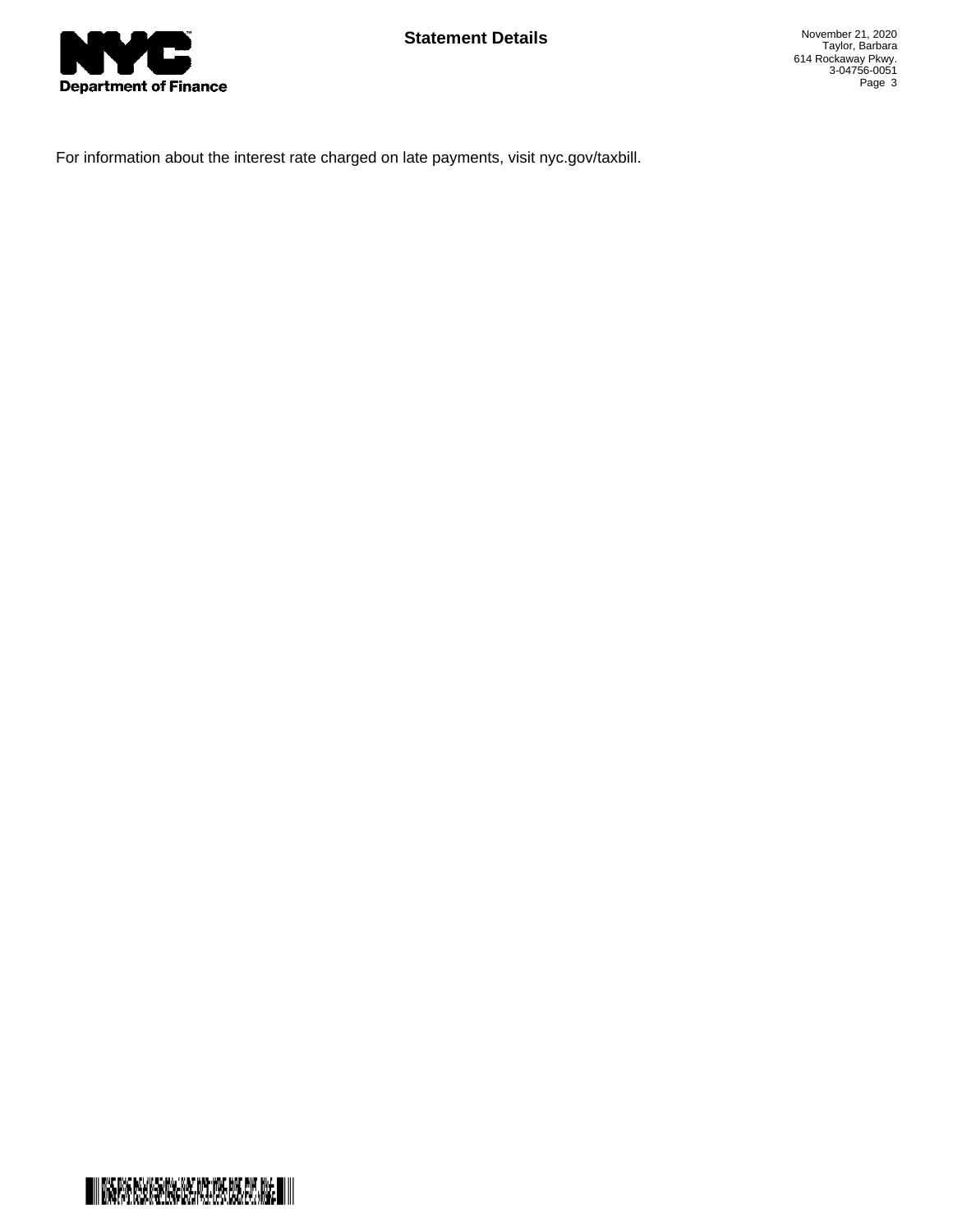For information about the interest rate charged on late payments, visit nyc.gov/taxbill.